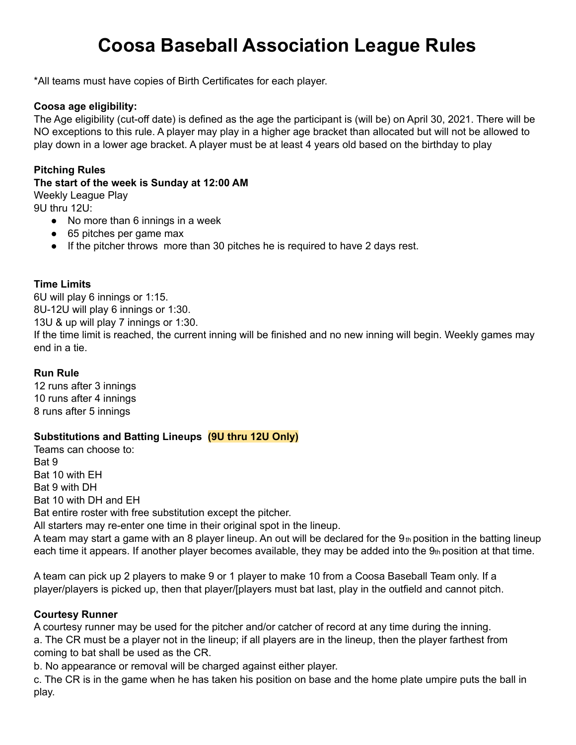# Coosa Baseball Association League Rules

*All teams must have copies of Birth Certificates for each player.

**Coosa age eligibility:**
The Age eligibility (cut-off date) is defined as the age the participant is (will be) on April 30, 2021. There will be NO exceptions to this rule. A player may play in a higher age bracket than allocated but will not be allowed to play down in a lower age bracket. A player must be at least 4 years old based on the birthday to play

**Pitching Rules**
**The start of the week is Sunday at 12:00 AM**
Weekly League Play
9U thru 12U:

- No more than 6 innings in a week
- 65 pitches per game max
- If the pitcher throws more than 30 pitches he is required to have 2 days rest.

**Time Limits**
6U will play 6 innings or 1:15.
8U-12U will play 6 innings or 1:30.
13U & up will play 7 innings or 1:30.
If the time limit is reached, the current inning will be finished and no new inning will begin. Weekly games may end in a tie.

**Run Rule**
12 runs after 3 innings
10 runs after 4 innings
8 runs after 5 innings

**Substitutions and Batting Lineups (9U thru 12U Only)**
Teams can choose to:
Bat 9
Bat 10 with EH
Bat 9 with DH
Bat 10 with DH and EH
Bat entire roster with free substitution except the pitcher.
All starters may re-enter one time in their original spot in the lineup.
A team may start a game with an 8 player lineup. An out will be declared for the 9th position in the batting lineup each time it appears. If another player becomes available, they may be added into the 9th position at that time.

A team can pick up 2 players to make 9 or 1 player to make 10 from a Coosa Baseball Team only. If a player/players is picked up, then that player/[players must bat last, play in the outfield and cannot pitch.

**Courtesy Runner**
A courtesy runner may be used for the pitcher and/or catcher of record at any time during the inning.
a. The CR must be a player not in the lineup; if all players are in the lineup, then the player farthest from coming to bat shall be used as the CR.
b. No appearance or removal will be charged against either player.
c. The CR is in the game when he has taken his position on base and the home plate umpire puts the ball in play.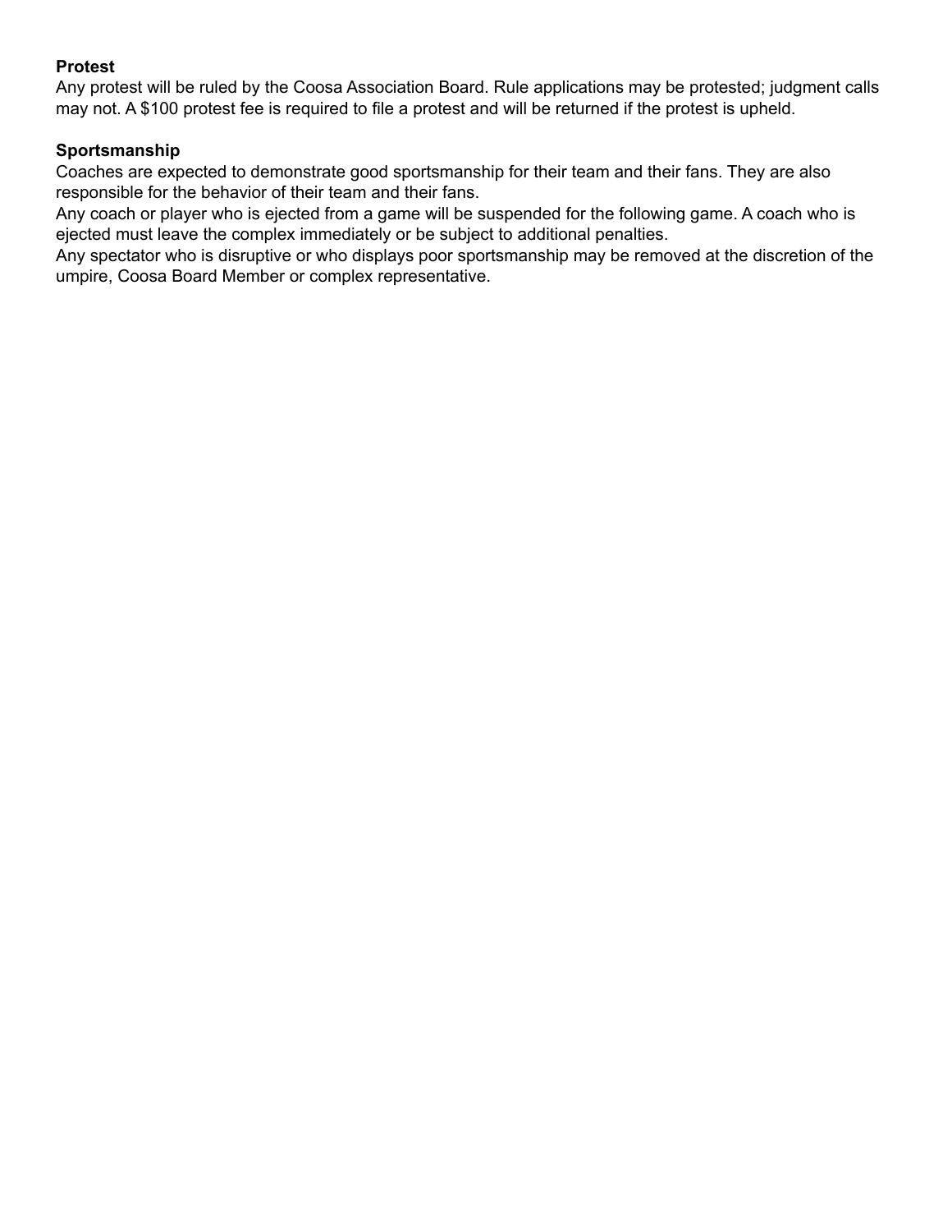**Protest**

Any protest will be ruled by the Coosa Association Board. Rule applications may be protested; judgment calls may not. A $100 protest fee is required to file a protest and will be returned if the protest is upheld.

**Sportsmanship**

Coaches are expected to demonstrate good sportsmanship for their team and their fans. They are also responsible for the behavior of their team and their fans.

Any coach or player who is ejected from a game will be suspended for the following game. A coach who is ejected must leave the complex immediately or be subject to additional penalties.

Any spectator who is disruptive or who displays poor sportsmanship may be removed at the discretion of the umpire, Coosa Board Member or complex representative.